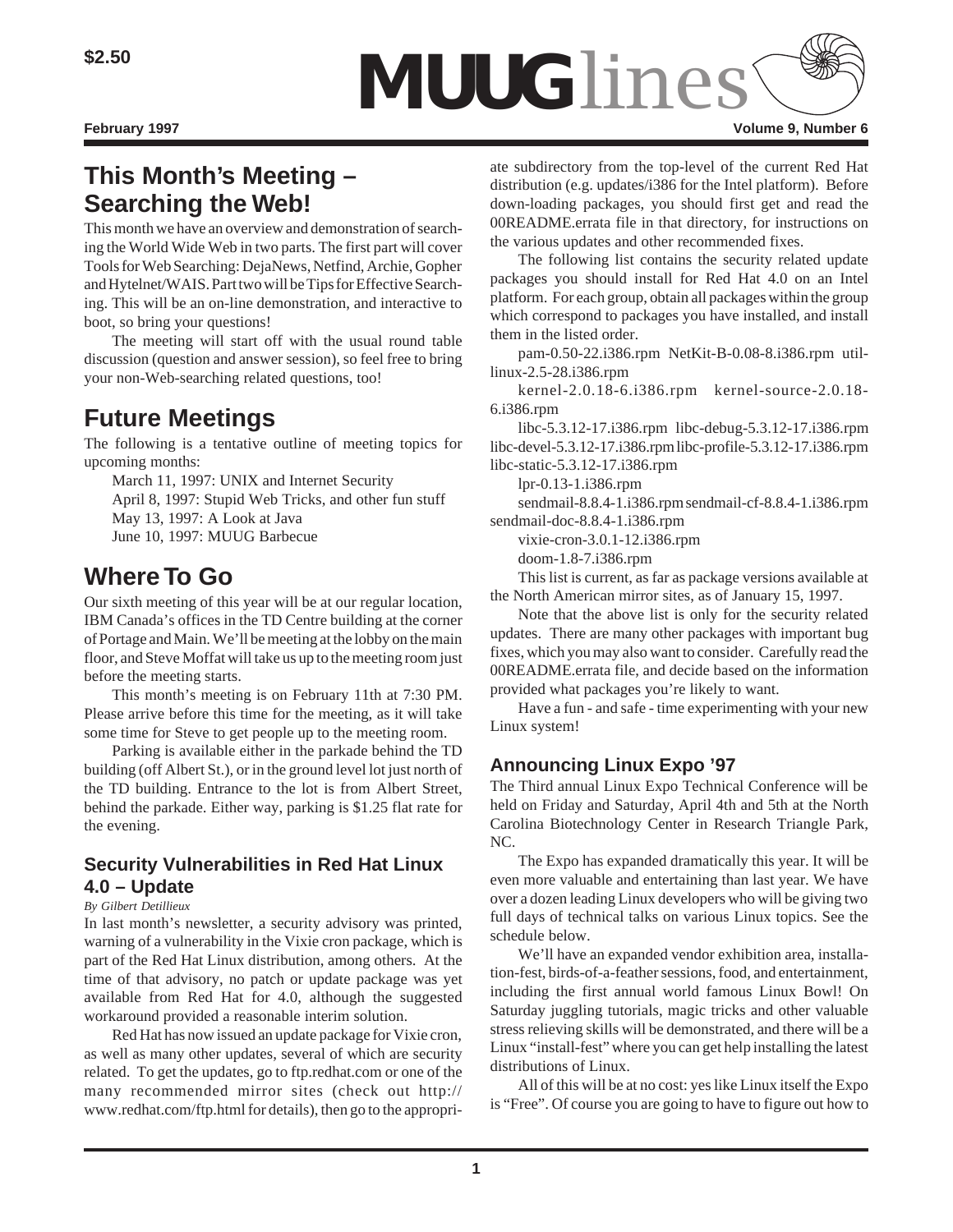$2.50

# MUUGlines

February 1997 Volume 9, Number 6

## This Month's Meeting – Searching the Web!

This month we have an overview and demonstration of searching the World Wide Web in two parts. The first part will cover Tools for Web Searching: DejaNews, Netfind, Archie, Gopher and Hytelnet/WAIS. Part two will be Tips for Effective Searching. This will be an on-line demonstration, and interactive to boot, so bring your questions!

The meeting will start off with the usual round table discussion (question and answer session), so feel free to bring your non-Web-searching related questions, too!

## Future Meetings

The following is a tentative outline of meeting topics for upcoming months:

March 11, 1997: UNIX and Internet Security
April 8, 1997: Stupid Web Tricks, and other fun stuff
May 13, 1997: A Look at Java
June 10, 1997: MUUG Barbecue

## Where To Go

Our sixth meeting of this year will be at our regular location, IBM Canada's offices in the TD Centre building at the corner of Portage and Main. We'll be meeting at the lobby on the main floor, and Steve Moffat will take us up to the meeting room just before the meeting starts.

This month's meeting is on February 11th at 7:30 PM. Please arrive before this time for the meeting, as it will take some time for Steve to get people up to the meeting room.

Parking is available either in the parkade behind the TD building (off Albert St.), or in the ground level lot just north of the TD building. Entrance to the lot is from Albert Street, behind the parkade. Either way, parking is $1.25 flat rate for the evening.

### Security Vulnerabilities in Red Hat Linux 4.0 – Update

*By Gilbert Detillieux*

In last month's newsletter, a security advisory was printed, warning of a vulnerability in the Vixie cron package, which is part of the Red Hat Linux distribution, among others. At the time of that advisory, no patch or update package was yet available from Red Hat for 4.0, although the suggested workaround provided a reasonable interim solution.

Red Hat has now issued an update package for Vixie cron, as well as many other updates, several of which are security related. To get the updates, go to ftp.redhat.com or one of the many recommended mirror sites (check out http://www.redhat.com/ftp.html for details), then go to the appropriate subdirectory from the top-level of the current Red Hat distribution (e.g. updates/i386 for the Intel platform). Before down-loading packages, you should first get and read the 00README.errata file in that directory, for instructions on the various updates and other recommended fixes.

The following list contains the security related update packages you should install for Red Hat 4.0 on an Intel platform. For each group, obtain all packages within the group which correspond to packages you have installed, and install them in the listed order.

pam-0.50-22.i386.rpm NetKit-B-0.08-8.i386.rpm util-linux-2.5-28.i386.rpm

kernel-2.0.18-6.i386.rpm kernel-source-2.0.18-6.i386.rpm

libc-5.3.12-17.i386.rpm libc-debug-5.3.12-17.i386.rpm libc-devel-5.3.12-17.i386.rpm libc-profile-5.3.12-17.i386.rpm libc-static-5.3.12-17.i386.rpm

lpr-0.13-1.i386.rpm

sendmail-8.8.4-1.i386.rpm sendmail-cf-8.8.4-1.i386.rpm sendmail-doc-8.8.4-1.i386.rpm

vixie-cron-3.0.1-12.i386.rpm

doom-1.8-7.i386.rpm

This list is current, as far as package versions available at the North American mirror sites, as of January 15, 1997.

Note that the above list is only for the security related updates. There are many other packages with important bug fixes, which you may also want to consider. Carefully read the 00README.errata file, and decide based on the information provided what packages you're likely to want.

Have a fun - and safe - time experimenting with your new Linux system!

### Announcing Linux Expo '97

The Third annual Linux Expo Technical Conference will be held on Friday and Saturday, April 4th and 5th at the North Carolina Biotechnology Center in Research Triangle Park, NC.

The Expo has expanded dramatically this year. It will be even more valuable and entertaining than last year. We have over a dozen leading Linux developers who will be giving two full days of technical talks on various Linux topics. See the schedule below.

We'll have an expanded vendor exhibition area, installation-fest, birds-of-a-feather sessions, food, and entertainment, including the first annual world famous Linux Bowl! On Saturday juggling tutorials, magic tricks and other valuable stress relieving skills will be demonstrated, and there will be a Linux "install-fest" where you can get help installing the latest distributions of Linux.

All of this will be at no cost: yes like Linux itself the Expo is "Free". Of course you are going to have to figure out how to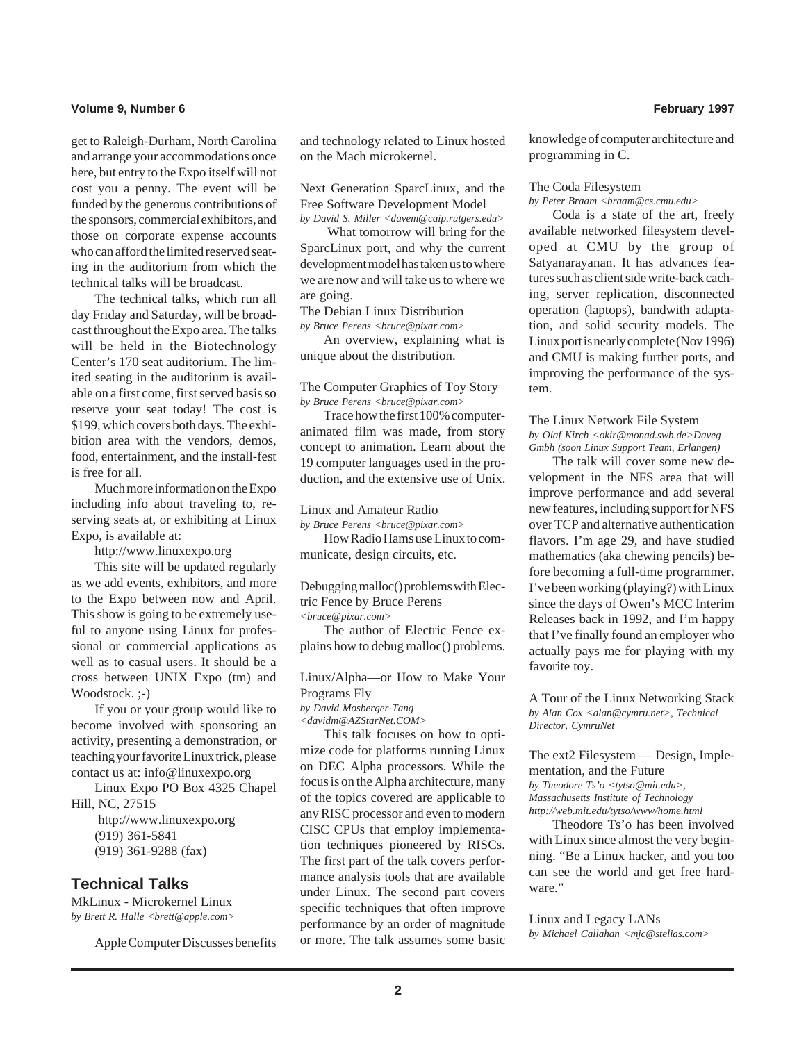get to Raleigh-Durham, North Carolina and arrange your accommodations once here, but entry to the Expo itself will not cost you a penny. The event will be funded by the generous contributions of the sponsors, commercial exhibitors, and those on corporate expense accounts who can afford the limited reserved seating in the auditorium from which the technical talks will be broadcast.

The technical talks, which run all day Friday and Saturday, will be broadcast throughout the Expo area. The talks will be held in the Biotechnology Center's 170 seat auditorium. The limited seating in the auditorium is available on a first come, first served basis so reserve your seat today! The cost is $199, which covers both days. The exhibition area with the vendors, demos, food, entertainment, and the install-fest is free for all.

Much more information on the Expo including info about traveling to, reserving seats at, or exhibiting at Linux Expo, is available at:

http://www.linuxexpo.org

This site will be updated regularly as we add events, exhibitors, and more to the Expo between now and April. This show is going to be extremely useful to anyone using Linux for professional or commercial applications as well as to casual users. It should be a cross between UNIX Expo (tm) and Woodstock. ;-)

If you or your group would like to become involved with sponsoring an activity, presenting a demonstration, or teaching your favorite Linux trick, please contact us at: info@linuxexpo.org

Linux Expo PO Box 4325 Chapel Hill, NC, 27515
http://www.linuxexpo.org
(919) 361-5841
(919) 361-9288 (fax)

## Technical Talks

MkLinux - Microkernel Linux
*by Brett R. Halle <brett@apple.com>*

Apple Computer Discusses benefits and technology related to Linux hosted on the Mach microkernel.

Next Generation SparcLinux, and the Free Software Development Model
*by David S. Miller <davem@caip.rutgers.edu>*

What tomorrow will bring for the SparcLinux port, and why the current development model has taken us to where we are now and will take us to where we are going.

The Debian Linux Distribution
*by Bruce Perens <bruce@pixar.com>*

An overview, explaining what is unique about the distribution.

The Computer Graphics of Toy Story
*by Bruce Perens <bruce@pixar.com>*

Trace how the first 100% computer-animated film was made, from story concept to animation. Learn about the 19 computer languages used in the production, and the extensive use of Unix.

Linux and Amateur Radio
*by Bruce Perens <bruce@pixar.com>*

How Radio Hams use Linux to communicate, design circuits, etc.

Debugging malloc() problems with Electric Fence by Bruce Perens
*<bruce@pixar.com>*

The author of Electric Fence explains how to debug malloc() problems.

Linux/Alpha—or How to Make Your Programs Fly
*by David Mosberger-Tang <davidm@AZStarNet.COM>*

This talk focuses on how to optimize code for platforms running Linux on DEC Alpha processors. While the focus is on the Alpha architecture, many of the topics covered are applicable to any RISC processor and even to modern CISC CPUs that employ implementation techniques pioneered by RISCs. The first part of the talk covers performance analysis tools that are available under Linux. The second part covers specific techniques that often improve performance by an order of magnitude or more. The talk assumes some basic knowledge of computer architecture and programming in C.

The Coda Filesystem
*by Peter Braam <braam@cs.cmu.edu>*

Coda is a state of the art, freely available networked filesystem developed at CMU by the group of Satyanarayanan. It has advances features such as client side write-back caching, server replication, disconnected operation (laptops), bandwith adaptation, and solid security models. The Linux port is nearly complete (Nov 1996) and CMU is making further ports, and improving the performance of the system.

The Linux Network File System
*by Olaf Kirch <okir@monad.swb.de>Daveg Gmbh (soon Linux Support Team, Erlangen)*

The talk will cover some new development in the NFS area that will improve performance and add several new features, including support for NFS over TCP and alternative authentication flavors. I'm age 29, and have studied mathematics (aka chewing pencils) before becoming a full-time programmer. I've been working (playing?) with Linux since the days of Owen's MCC Interim Releases back in 1992, and I'm happy that I've finally found an employer who actually pays me for playing with my favorite toy.

A Tour of the Linux Networking Stack
*by Alan Cox <alan@cymru.net>, Technical Director, CymruNet*

The ext2 Filesystem — Design, Implementation, and the Future
*by Theodore Ts'o <tytso@mit.edu>, Massachusetts Institute of Technology http://web.mit.edu/tytso/www/home.html*

Theodore Ts'o has been involved with Linux since almost the very beginning. "Be a Linux hacker, and you too can see the world and get free hardware."

Linux and Legacy LANs
*by Michael Callahan <mjc@stelias.com>*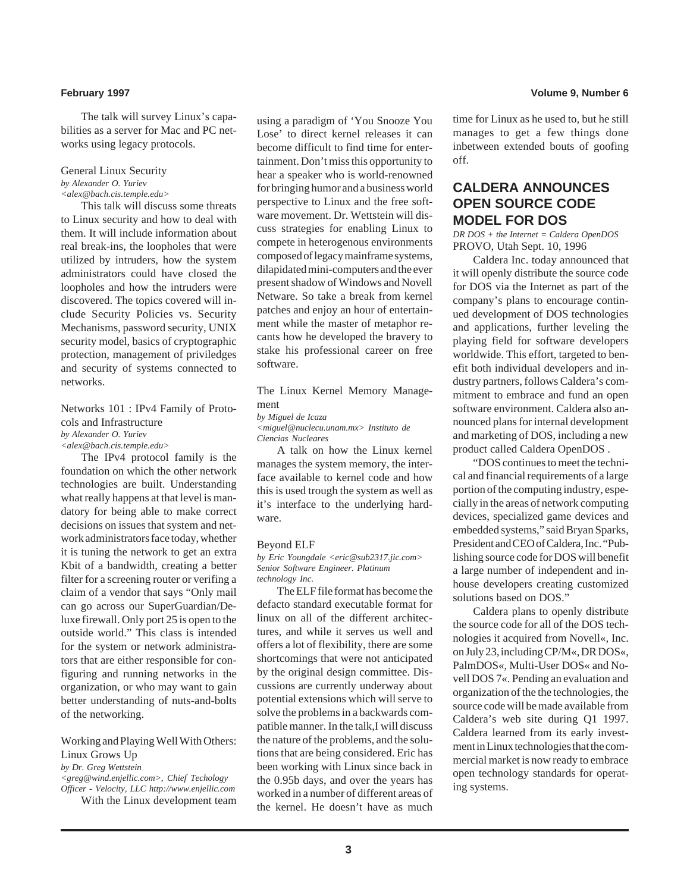The talk will survey Linux's capabilities as a server for Mac and PC networks using legacy protocols.

General Linux Security
*by Alexander O. Yuriev*
*<alex@bach.cis.temple.edu>*

This talk will discuss some threats to Linux security and how to deal with them. It will include information about real break-ins, the loopholes that were utilized by intruders, how the system administrators could have closed the loopholes and how the intruders were discovered. The topics covered will include Security Policies vs. Security Mechanisms, password security, UNIX security model, basics of cryptographic protection, management of priviledges and security of systems connected to networks.

Networks 101 : IPv4 Family of Protocols and Infrastructure
*by Alexander O. Yuriev*
*<alex@bach.cis.temple.edu>*

The IPv4 protocol family is the foundation on which the other network technologies are built. Understanding what really happens at that level is mandatory for being able to make correct decisions on issues that system and network administrators face today, whether it is tuning the network to get an extra Kbit of a bandwidth, creating a better filter for a screening router or verifing a claim of a vendor that says "Only mail can go across our SuperGuardian/Deluxe firewall. Only port 25 is open to the outside world." This class is intended for the system or network administrators that are either responsible for configuring and running networks in the organization, or who may want to gain better understanding of nuts-and-bolts of the networking.

Working and Playing Well With Others: Linux Grows Up
*by Dr. Greg Wettstein*
*<greg@wind.enjellic.com>, Chief Techology Officer - Velocity, LLC http://www.enjellic.com*

With the Linux development team using a paradigm of 'You Snooze You Lose' to direct kernel releases it can become difficult to find time for entertainment. Don't miss this opportunity to hear a speaker who is world-renowned for bringing humor and a business world perspective to Linux and the free software movement. Dr. Wettstein will discuss strategies for enabling Linux to compete in heterogenous environments composed of legacy mainframe systems, dilapidated mini-computers and the ever present shadow of Windows and Novell Netware. So take a break from kernel patches and enjoy an hour of entertainment while the master of metaphor recants how he developed the bravery to stake his professional career on free software.

The Linux Kernel Memory Management
*by Miguel de Icaza*
*<miguel@nuclecu.unam.mx> Instituto de Ciencias Nucleares*

A talk on how the Linux kernel manages the system memory, the interface available to kernel code and how this is used trough the system as well as it's interface to the underlying hardware.

Beyond ELF
*by Eric Youngdale <eric@sub2317.jic.com> Senior Software Engineer. Platinum technology Inc.*

The ELF file format has become the defacto standard executable format for linux on all of the different architectures, and while it serves us well and offers a lot of flexibility, there are some shortcomings that were not anticipated by the original design committee. Discussions are currently underway about potential extensions which will serve to solve the problems in a backwards compatible manner. In the talk,I will discuss the nature of the problems, and the solutions that are being considered. Eric has been working with Linux since back in the 0.95b days, and over the years has worked in a number of different areas of the kernel. He doesn't have as much time for Linux as he used to, but he still manages to get a few things done inbetween extended bouts of goofing off.

## CALDERA ANNOUNCES OPEN SOURCE CODE MODEL FOR DOS

*DR DOS + the Internet = Caldera OpenDOS*

PROVO, Utah Sept. 10, 1996

Caldera Inc. today announced that it will openly distribute the source code for DOS via the Internet as part of the company's plans to encourage continued development of DOS technologies and applications, further leveling the playing field for software developers worldwide. This effort, targeted to benefit both individual developers and industry partners, follows Caldera's commitment to embrace and fund an open software environment. Caldera also announced plans for internal development and marketing of DOS, including a new product called Caldera OpenDOS .

"DOS continues to meet the technical and financial requirements of a large portion of the computing industry, especially in the areas of network computing devices, specialized game devices and embedded systems," said Bryan Sparks, President and CEO of Caldera, Inc. "Publishing source code for DOS will benefit a large number of independent and inhouse developers creating customized solutions based on DOS."

Caldera plans to openly distribute the source code for all of the DOS technologies it acquired from Novell«, Inc. on July 23, including CP/M«, DR DOS«, PalmDOS«, Multi-User DOS« and Novell DOS 7«. Pending an evaluation and organization of the the technologies, the source code will be made available from Caldera's web site during Q1 1997. Caldera learned from its early investment in Linux technologies that the commercial market is now ready to embrace open technology standards for operating systems.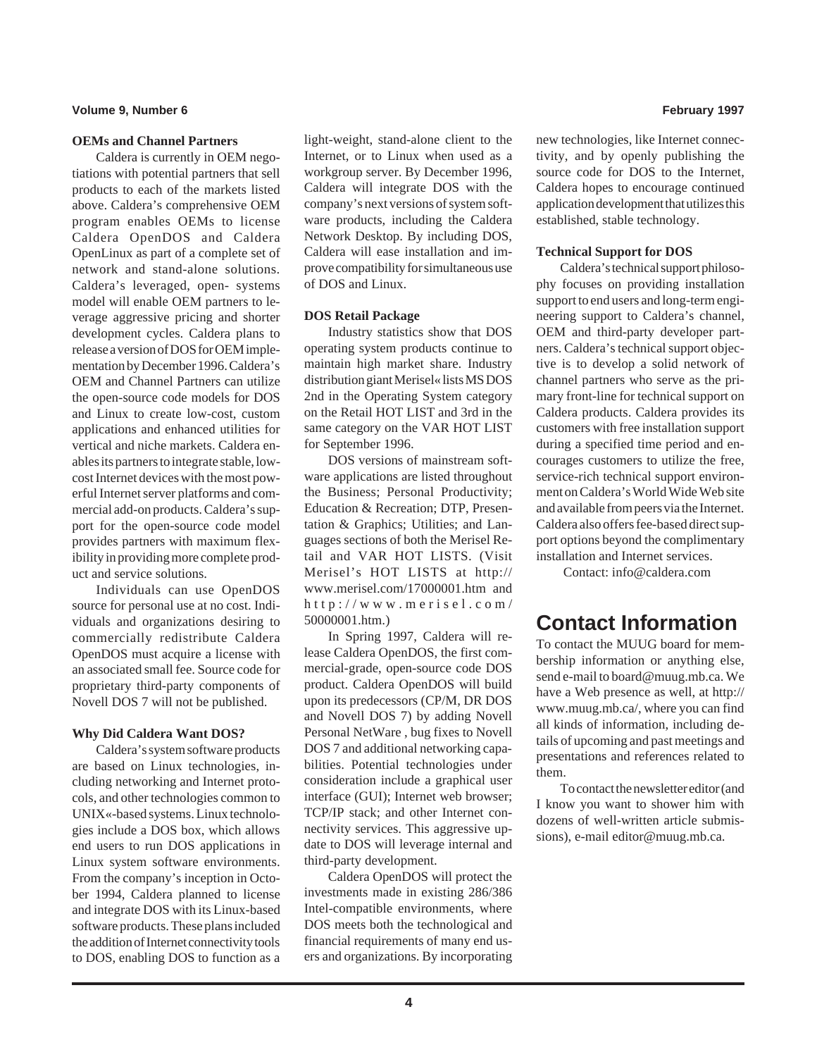#### OEMs and Channel Partners

Caldera is currently in OEM negotiations with potential partners that sell products to each of the markets listed above. Caldera's comprehensive OEM program enables OEMs to license Caldera OpenDOS and Caldera OpenLinux as part of a complete set of network and stand-alone solutions. Caldera's leveraged, open- systems model will enable OEM partners to leverage aggressive pricing and shorter development cycles. Caldera plans to release a version of DOS for OEM implementation by December 1996. Caldera's OEM and Channel Partners can utilize the open-source code models for DOS and Linux to create low-cost, custom applications and enhanced utilities for vertical and niche markets. Caldera enables its partners to integrate stable, low-cost Internet devices with the most powerful Internet server platforms and commercial add-on products. Caldera's support for the open-source code model provides partners with maximum flexibility in providing more complete product and service solutions.

Individuals can use OpenDOS source for personal use at no cost. Individuals and organizations desiring to commercially redistribute Caldera OpenDOS must acquire a license with an associated small fee. Source code for proprietary third-party components of Novell DOS 7 will not be published.

#### Why Did Caldera Want DOS?

Caldera's system software products are based on Linux technologies, including networking and Internet protocols, and other technologies common to UNIX«-based systems. Linux technologies include a DOS box, which allows end users to run DOS applications in Linux system software environments. From the company's inception in October 1994, Caldera planned to license and integrate DOS with its Linux-based software products. These plans included the addition of Internet connectivity tools to DOS, enabling DOS to function as a light-weight, stand-alone client to the Internet, or to Linux when used as a workgroup server. By December 1996, Caldera will integrate DOS with the company's next versions of system software products, including the Caldera Network Desktop. By including DOS, Caldera will ease installation and improve compatibility for simultaneous use of DOS and Linux.

#### DOS Retail Package

Industry statistics show that DOS operating system products continue to maintain high market share. Industry distribution giant Merisel« lists MS DOS 2nd in the Operating System category on the Retail HOT LIST and 3rd in the same category on the VAR HOT LIST for September 1996.

DOS versions of mainstream software applications are listed throughout the Business; Personal Productivity; Education & Recreation; DTP, Presentation & Graphics; Utilities; and Languages sections of both the Merisel Retail and VAR HOT LISTS. (Visit Merisel's HOT LISTS at http://www.merisel.com/17000001.htm and http://www.merisel.com/50000001.htm.)

In Spring 1997, Caldera will release Caldera OpenDOS, the first commercial-grade, open-source code DOS product. Caldera OpenDOS will build upon its predecessors (CP/M, DR DOS and Novell DOS 7) by adding Novell Personal NetWare , bug fixes to Novell DOS 7 and additional networking capabilities. Potential technologies under consideration include a graphical user interface (GUI); Internet web browser; TCP/IP stack; and other Internet connectivity services. This aggressive update to DOS will leverage internal and third-party development.

Caldera OpenDOS will protect the investments made in existing 286/386 Intel-compatible environments, where DOS meets both the technological and financial requirements of many end users and organizations. By incorporating new technologies, like Internet connectivity, and by openly publishing the source code for DOS to the Internet, Caldera hopes to encourage continued application development that utilizes this established, stable technology.

#### Technical Support for DOS

Caldera's technical support philosophy focuses on providing installation support to end users and long-term engineering support to Caldera's channel, OEM and third-party developer partners. Caldera's technical support objective is to develop a solid network of channel partners who serve as the primary front-line for technical support on Caldera products. Caldera provides its customers with free installation support during a specified time period and encourages customers to utilize the free, service-rich technical support environment on Caldera's World Wide Web site and available from peers via the Internet. Caldera also offers fee-based direct support options beyond the complimentary installation and Internet services.

Contact: info@caldera.com

## Contact Information

To contact the MUUG board for membership information or anything else, send e-mail to board@muug.mb.ca. We have a Web presence as well, at http://www.muug.mb.ca/, where you can find all kinds of information, including details of upcoming and past meetings and presentations and references related to them.

To contact the newsletter editor (and I know you want to shower him with dozens of well-written article submissions), e-mail editor@muug.mb.ca.